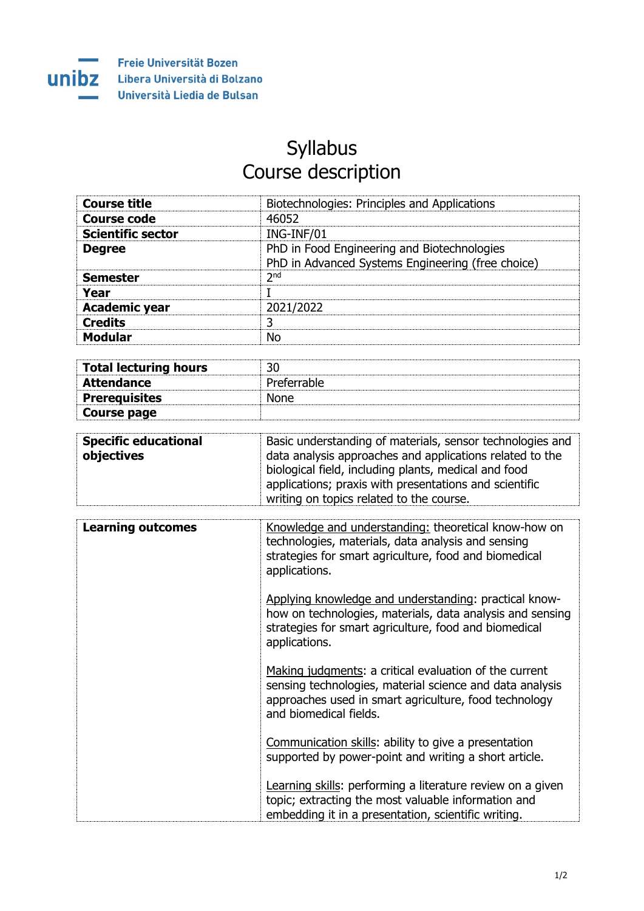Freie Universität Bozen
Libera Università di Bolzano
Università Liedia de Bulsan

# Syllabus
# Course description

| | |
|---|---|
| **Course title** | Biotechnologies: Principles and Applications |
| **Course code** | 46052 |
| **Scientific sector** | ING-INF/01 |
| **Degree** | PhD in Food Engineering and Biotechnologies<br>PhD in Advanced Systems Engineering (free choice) |
| **Semester** | 2nd |
| **Year** | I |
| **Academic year** | 2021/2022 |
| **Credits** | 3 |
| **Modular** | No |

| | |
|---|---|
| **Total lecturing hours** | 30 |
| **Attendance** | Preferrable |
| **Prerequisites** | None |
| **Course page** | |

| | |
|---|---|
| **Specific educational objectives** | Basic understanding of materials, sensor technologies and data analysis approaches and applications related to the biological field, including plants, medical and food applications; praxis with presentations and scientific writing on topics related to the course. |

| | |
|---|---|
| **Learning outcomes** | Knowledge and understanding: theoretical know-how on technologies, materials, data analysis and sensing strategies for smart agriculture, food and biomedical applications.<br><br>Applying knowledge and understanding: practical know-how on technologies, materials, data analysis and sensing strategies for smart agriculture, food and biomedical applications.<br><br>Making judgments: a critical evaluation of the current sensing technologies, material science and data analysis approaches used in smart agriculture, food technology and biomedical fields.<br><br>Communication skills: ability to give a presentation supported by power-point and writing a short article.<br><br>Learning skills: performing a literature review on a given topic; extracting the most valuable information and embedding it in a presentation, scientific writing. |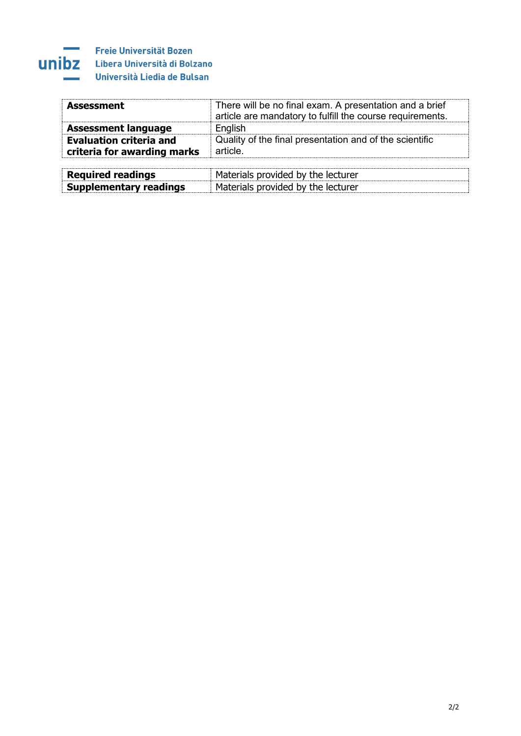| | |
|---|---|
| **Assessment** | There will be no final exam. A presentation and a brief article are mandatory to fulfill the course requirements. |
| **Assessment language** | English |
| **Evaluation criteria and criteria for awarding marks** | Quality of the final presentation and of the scientific article. |

| | |
|---|---|
| **Required readings** | Materials provided by the lecturer |
| **Supplementary readings** | Materials provided by the lecturer |